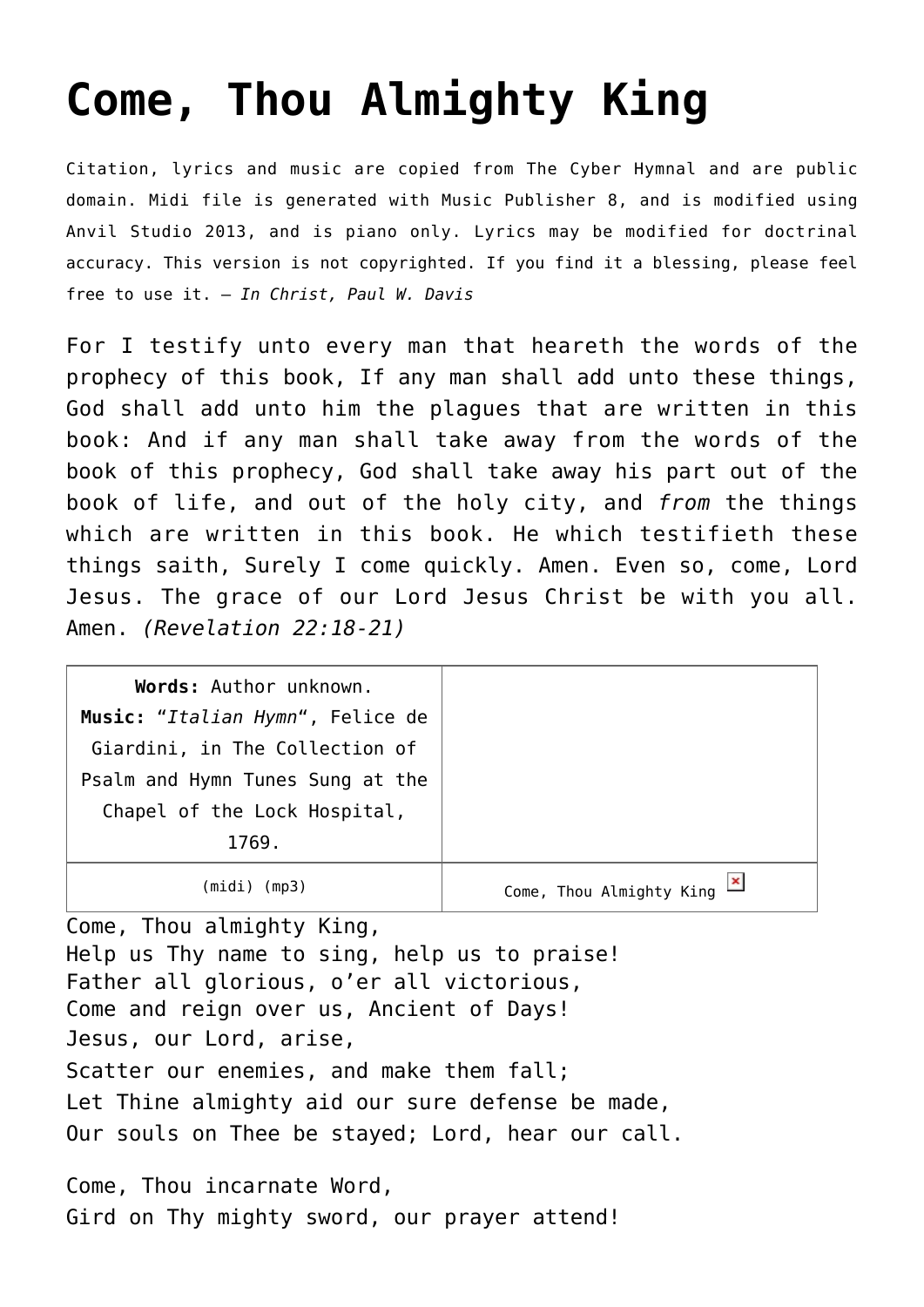# Come, Thou Almighty King

Citation, lyrics and music are copied from The Cyber Hymnal and are public domain. Midi file is generated with Music Publisher 8, and is modified using Anvil Studio 2013, and is piano only. Lyrics may be modified for doctrinal accuracy. This version is not copyrighted. If you find it a blessing, please feel free to use it. – *In Christ, Paul W. Davis*

For I testify unto every man that heareth the words of the prophecy of this book, If any man shall add unto these things, God shall add unto him the plagues that are written in this book: And if any man shall take away from the words of the book of this prophecy, God shall take away his part out of the book of life, and out of the holy city, and *from* the things which are written in this book. He which testifieth these things saith, Surely I come quickly. Amen. Even so, come, Lord Jesus. The grace of our Lord Jesus Christ be with you all. Amen. *(Revelation 22:18-21)*

| **Words:** Author unknown. **Music:** "*Italian Hymn*", Felice de Giardini, in The Collection of Psalm and Hymn Tunes Sung at the Chapel of the Lock Hospital, 1769. | |
|---|---|
| (midi) (mp3) | Come, Thou Almighty King |

Come, Thou almighty King,
Help us Thy name to sing, help us to praise!
Father all glorious, o'er all victorious,
Come and reign over us, Ancient of Days!
Jesus, our Lord, arise,
Scatter our enemies, and make them fall;
Let Thine almighty aid our sure defense be made,
Our souls on Thee be stayed; Lord, hear our call.

Come, Thou incarnate Word,
Gird on Thy mighty sword, our prayer attend!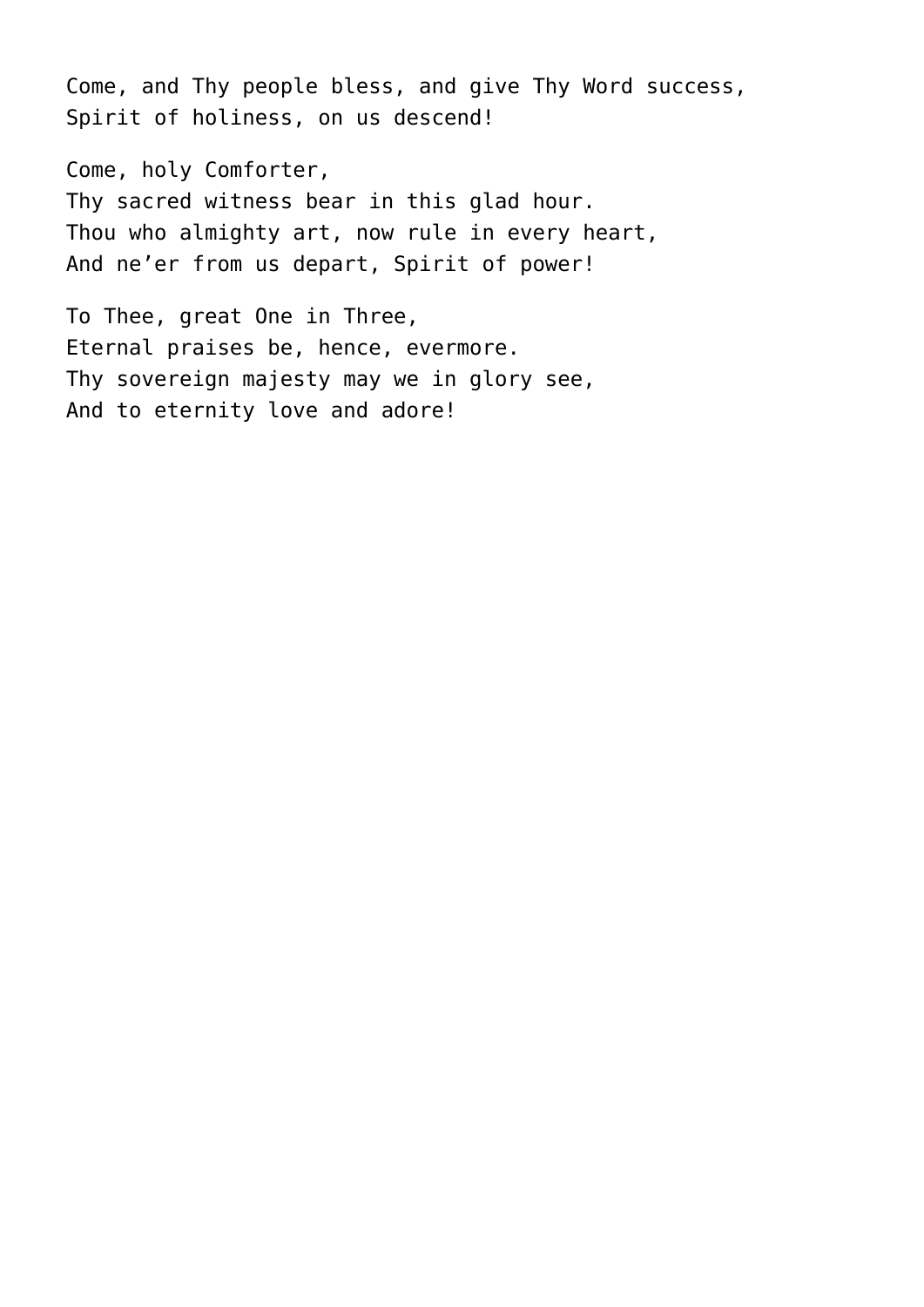Come, and Thy people bless, and give Thy Word success,  
Spirit of holiness, on us descend!

Come, holy Comforter,  
Thy sacred witness bear in this glad hour.  
Thou who almighty art, now rule in every heart,  
And ne’er from us depart, Spirit of power!

To Thee, great One in Three,  
Eternal praises be, hence, evermore.  
Thy sovereign majesty may we in glory see,  
And to eternity love and adore!